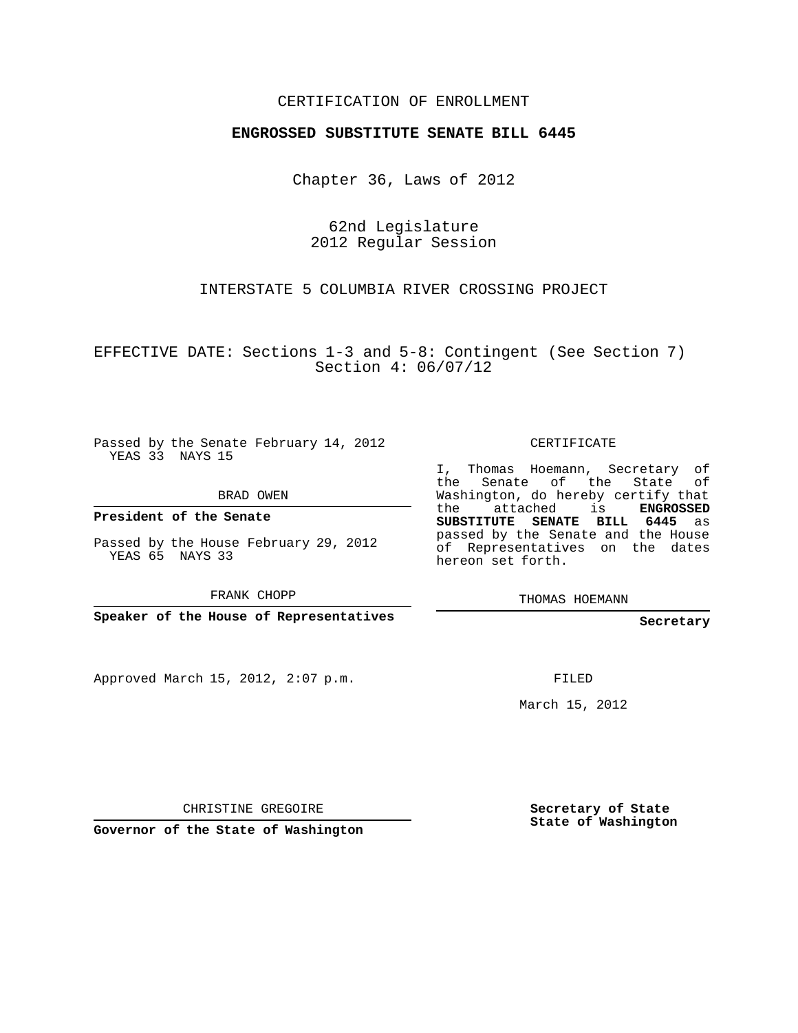CERTIFICATION OF ENROLLMENT

**ENGROSSED SUBSTITUTE SENATE BILL 6445**

Chapter 36, Laws of 2012

62nd Legislature
2012 Regular Session

INTERSTATE 5 COLUMBIA RIVER CROSSING PROJECT

EFFECTIVE DATE: Sections 1-3 and 5-8: Contingent (See Section 7)
Section 4: 06/07/12

Passed by the Senate February 14, 2012
YEAS 33 NAYS 15

BRAD OWEN

**President of the Senate**

Passed by the House February 29, 2012
YEAS 65 NAYS 33

FRANK CHOPP

**Speaker of the House of Representatives**

Approved March 15, 2012, 2:07 p.m.

CHRISTINE GREGOIRE

**Governor of the State of Washington**

CERTIFICATE

I, Thomas Hoemann, Secretary of the Senate of the State of Washington, do hereby certify that the attached is **ENGROSSED SUBSTITUTE SENATE BILL 6445** as passed by the Senate and the House of Representatives on the dates hereon set forth.

THOMAS HOEMANN

**Secretary**

FILED

March 15, 2012

**Secretary of State**
**State of Washington**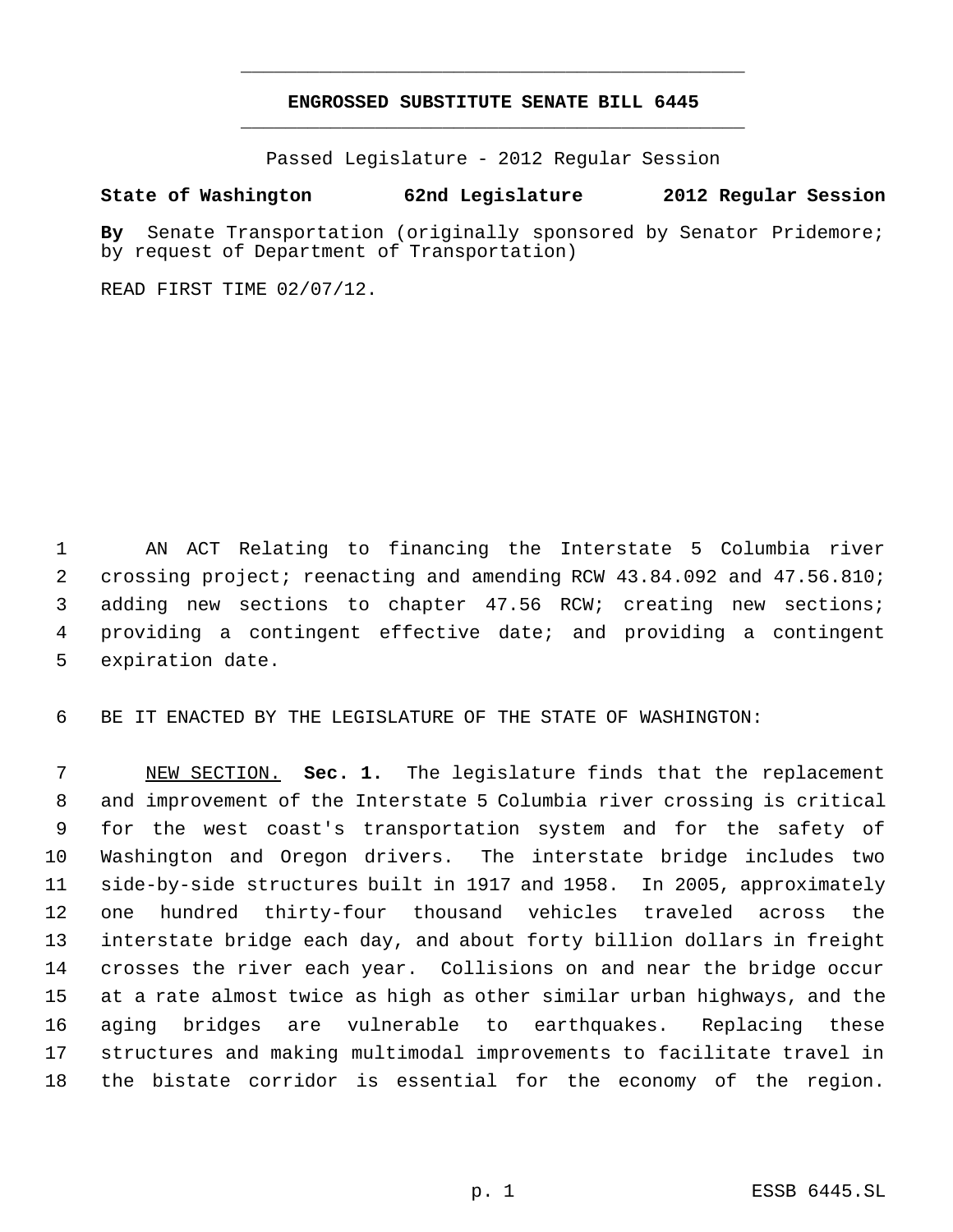# ENGROSSED SUBSTITUTE SENATE BILL 6445

Passed Legislature - 2012 Regular Session

**State of Washington 62nd Legislature 2012 Regular Session**

**By** Senate Transportation (originally sponsored by Senator Pridemore; by request of Department of Transportation)

READ FIRST TIME 02/07/12.

AN ACT Relating to financing the Interstate 5 Columbia river crossing project; reenacting and amending RCW 43.84.092 and 47.56.810; adding new sections to chapter 47.56 RCW; creating new sections; providing a contingent effective date; and providing a contingent expiration date.

BE IT ENACTED BY THE LEGISLATURE OF THE STATE OF WASHINGTON:

NEW SECTION. **Sec. 1.** The legislature finds that the replacement and improvement of the Interstate 5 Columbia river crossing is critical for the west coast's transportation system and for the safety of Washington and Oregon drivers. The interstate bridge includes two side-by-side structures built in 1917 and 1958. In 2005, approximately one hundred thirty-four thousand vehicles traveled across the interstate bridge each day, and about forty billion dollars in freight crosses the river each year. Collisions on and near the bridge occur at a rate almost twice as high as other similar urban highways, and the aging bridges are vulnerable to earthquakes. Replacing these structures and making multimodal improvements to facilitate travel in the bistate corridor is essential for the economy of the region.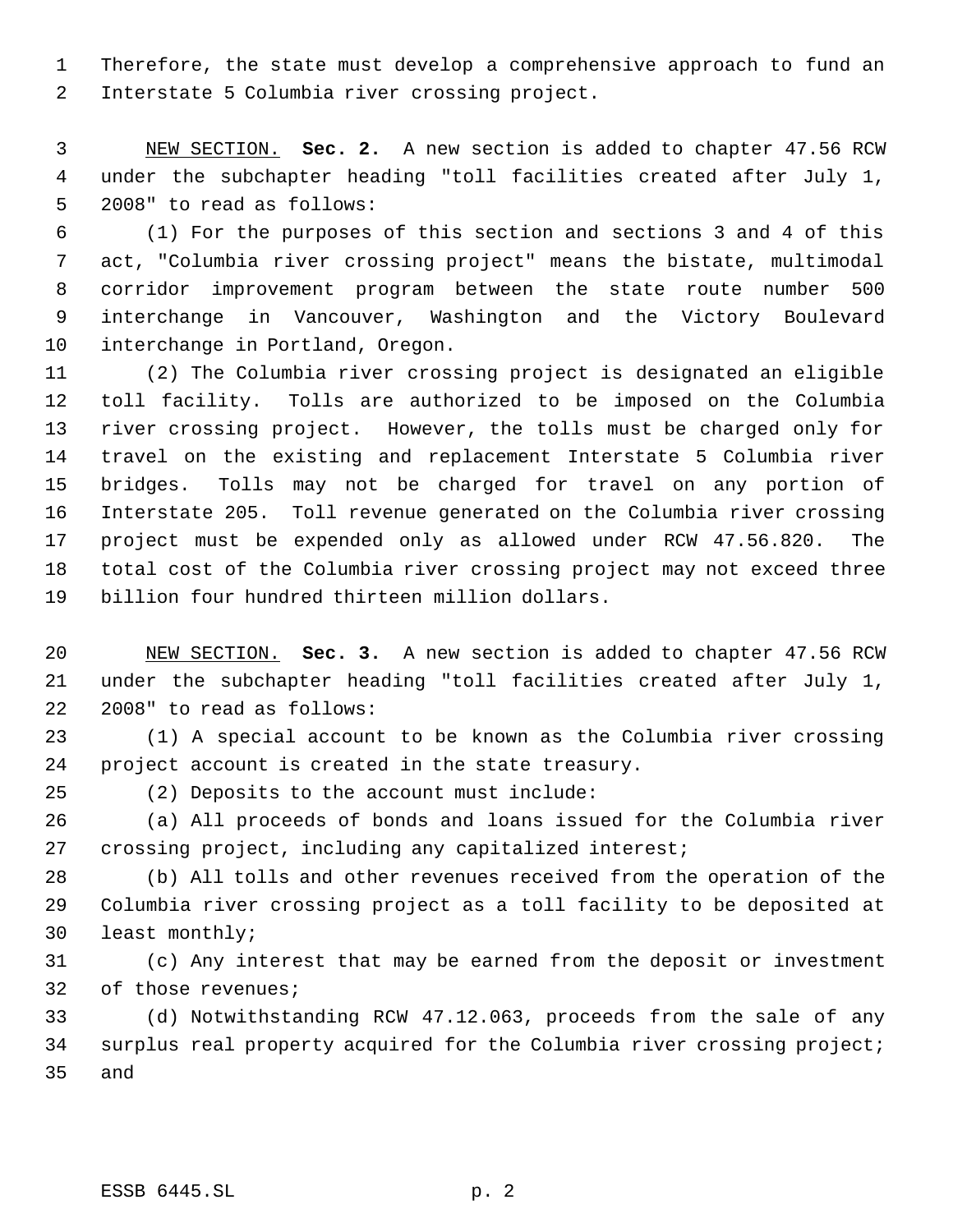Therefore, the state must develop a comprehensive approach to fund an Interstate 5 Columbia river crossing project.

NEW SECTION. **Sec. 2.** A new section is added to chapter 47.56 RCW under the subchapter heading "toll facilities created after July 1, 2008" to read as follows:

(1) For the purposes of this section and sections 3 and 4 of this act, "Columbia river crossing project" means the bistate, multimodal corridor improvement program between the state route number 500 interchange in Vancouver, Washington and the Victory Boulevard interchange in Portland, Oregon.

(2) The Columbia river crossing project is designated an eligible toll facility. Tolls are authorized to be imposed on the Columbia river crossing project. However, the tolls must be charged only for travel on the existing and replacement Interstate 5 Columbia river bridges. Tolls may not be charged for travel on any portion of Interstate 205. Toll revenue generated on the Columbia river crossing project must be expended only as allowed under RCW 47.56.820. The total cost of the Columbia river crossing project may not exceed three billion four hundred thirteen million dollars.

NEW SECTION. **Sec. 3.** A new section is added to chapter 47.56 RCW under the subchapter heading "toll facilities created after July 1, 2008" to read as follows:

(1) A special account to be known as the Columbia river crossing project account is created in the state treasury.

(2) Deposits to the account must include:

(a) All proceeds of bonds and loans issued for the Columbia river crossing project, including any capitalized interest;

(b) All tolls and other revenues received from the operation of the Columbia river crossing project as a toll facility to be deposited at least monthly;

(c) Any interest that may be earned from the deposit or investment of those revenues;

(d) Notwithstanding RCW 47.12.063, proceeds from the sale of any surplus real property acquired for the Columbia river crossing project; and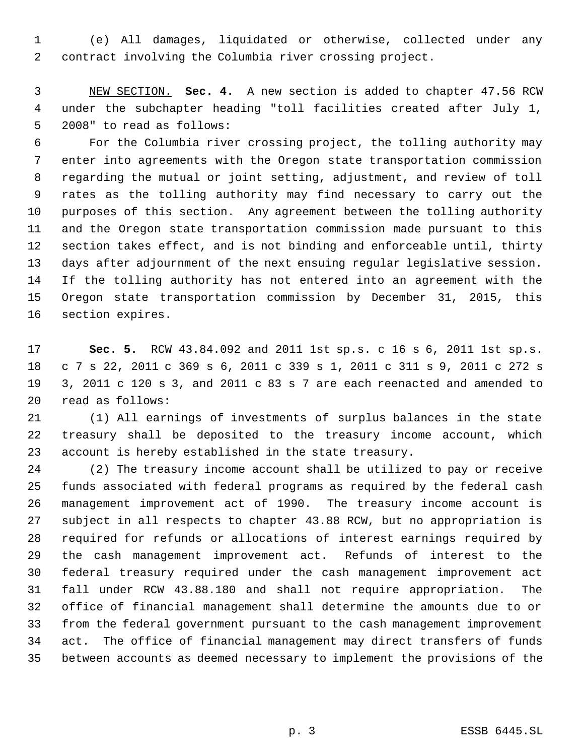(e) All damages, liquidated or otherwise, collected under any contract involving the Columbia river crossing project.

NEW SECTION. **Sec. 4.** A new section is added to chapter 47.56 RCW under the subchapter heading "toll facilities created after July 1, 2008" to read as follows:

For the Columbia river crossing project, the tolling authority may enter into agreements with the Oregon state transportation commission regarding the mutual or joint setting, adjustment, and review of toll rates as the tolling authority may find necessary to carry out the purposes of this section. Any agreement between the tolling authority and the Oregon state transportation commission made pursuant to this section takes effect, and is not binding and enforceable until, thirty days after adjournment of the next ensuing regular legislative session. If the tolling authority has not entered into an agreement with the Oregon state transportation commission by December 31, 2015, this section expires.

**Sec. 5.** RCW 43.84.092 and 2011 1st sp.s. c 16 s 6, 2011 1st sp.s. c 7 s 22, 2011 c 369 s 6, 2011 c 339 s 1, 2011 c 311 s 9, 2011 c 272 s 3, 2011 c 120 s 3, and 2011 c 83 s 7 are each reenacted and amended to read as follows:

(1) All earnings of investments of surplus balances in the state treasury shall be deposited to the treasury income account, which account is hereby established in the state treasury.

(2) The treasury income account shall be utilized to pay or receive funds associated with federal programs as required by the federal cash management improvement act of 1990. The treasury income account is subject in all respects to chapter 43.88 RCW, but no appropriation is required for refunds or allocations of interest earnings required by the cash management improvement act. Refunds of interest to the federal treasury required under the cash management improvement act fall under RCW 43.88.180 and shall not require appropriation. The office of financial management shall determine the amounts due to or from the federal government pursuant to the cash management improvement act. The office of financial management may direct transfers of funds between accounts as deemed necessary to implement the provisions of the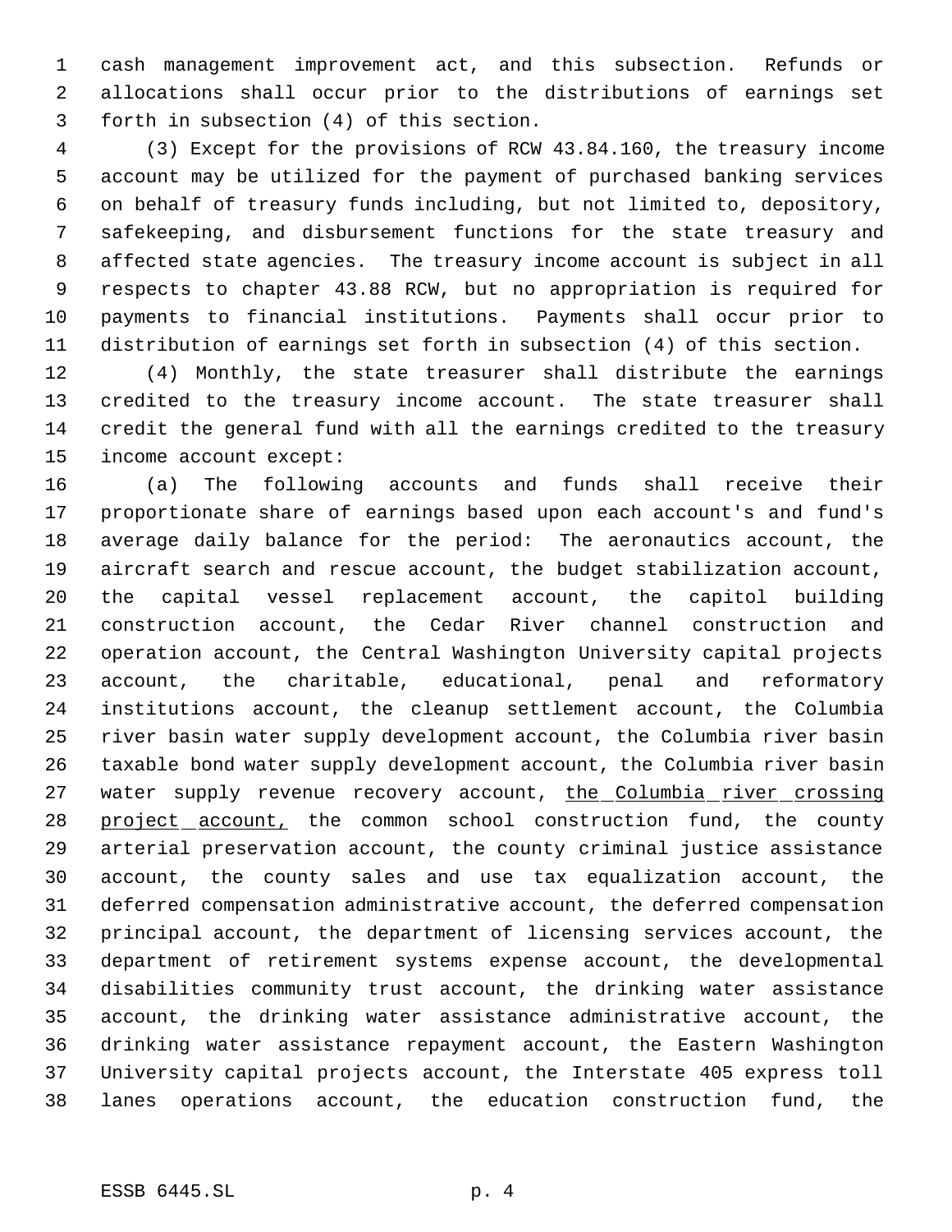cash management improvement act, and this subsection. Refunds or allocations shall occur prior to the distributions of earnings set forth in subsection (4) of this section.

(3) Except for the provisions of RCW 43.84.160, the treasury income account may be utilized for the payment of purchased banking services on behalf of treasury funds including, but not limited to, depository, safekeeping, and disbursement functions for the state treasury and affected state agencies. The treasury income account is subject in all respects to chapter 43.88 RCW, but no appropriation is required for payments to financial institutions. Payments shall occur prior to distribution of earnings set forth in subsection (4) of this section.

(4) Monthly, the state treasurer shall distribute the earnings credited to the treasury income account. The state treasurer shall credit the general fund with all the earnings credited to the treasury income account except:

(a) The following accounts and funds shall receive their proportionate share of earnings based upon each account's and fund's average daily balance for the period: The aeronautics account, the aircraft search and rescue account, the budget stabilization account, the capital vessel replacement account, the capitol building construction account, the Cedar River channel construction and operation account, the Central Washington University capital projects account, the charitable, educational, penal and reformatory institutions account, the cleanup settlement account, the Columbia river basin water supply development account, the Columbia river basin taxable bond water supply development account, the Columbia river basin water supply revenue recovery account, <u>the Columbia river crossing project account,</u> the common school construction fund, the county arterial preservation account, the county criminal justice assistance account, the county sales and use tax equalization account, the deferred compensation administrative account, the deferred compensation principal account, the department of licensing services account, the department of retirement systems expense account, the developmental disabilities community trust account, the drinking water assistance account, the drinking water assistance administrative account, the drinking water assistance repayment account, the Eastern Washington University capital projects account, the Interstate 405 express toll lanes operations account, the education construction fund, the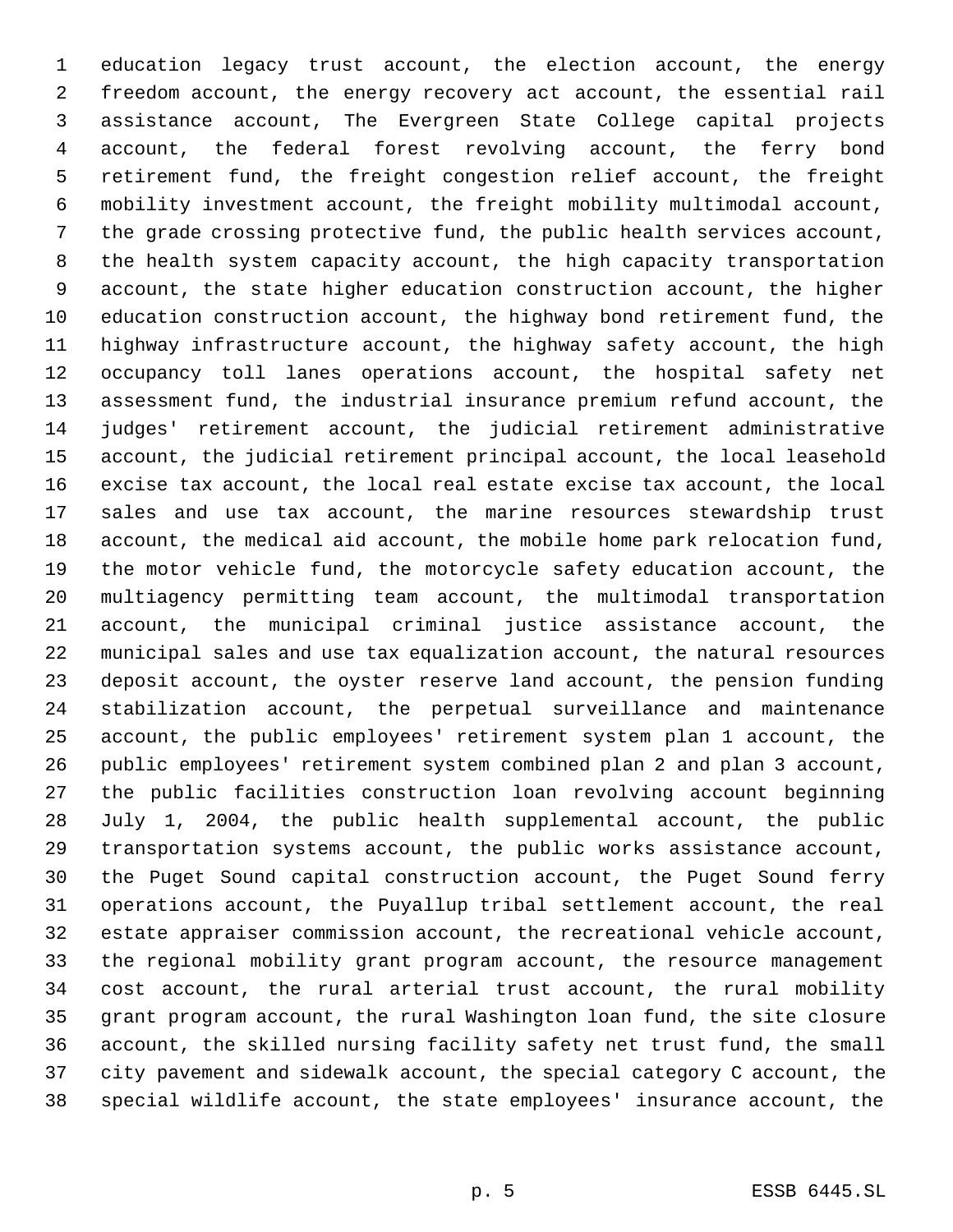education legacy trust account, the election account, the energy freedom account, the energy recovery act account, the essential rail assistance account, The Evergreen State College capital projects account, the federal forest revolving account, the ferry bond retirement fund, the freight congestion relief account, the freight mobility investment account, the freight mobility multimodal account, the grade crossing protective fund, the public health services account, the health system capacity account, the high capacity transportation account, the state higher education construction account, the higher education construction account, the highway bond retirement fund, the highway infrastructure account, the highway safety account, the high occupancy toll lanes operations account, the hospital safety net assessment fund, the industrial insurance premium refund account, the judges' retirement account, the judicial retirement administrative account, the judicial retirement principal account, the local leasehold excise tax account, the local real estate excise tax account, the local sales and use tax account, the marine resources stewardship trust account, the medical aid account, the mobile home park relocation fund, the motor vehicle fund, the motorcycle safety education account, the multiagency permitting team account, the multimodal transportation account, the municipal criminal justice assistance account, the municipal sales and use tax equalization account, the natural resources deposit account, the oyster reserve land account, the pension funding stabilization account, the perpetual surveillance and maintenance account, the public employees' retirement system plan 1 account, the public employees' retirement system combined plan 2 and plan 3 account, the public facilities construction loan revolving account beginning July 1, 2004, the public health supplemental account, the public transportation systems account, the public works assistance account, the Puget Sound capital construction account, the Puget Sound ferry operations account, the Puyallup tribal settlement account, the real estate appraiser commission account, the recreational vehicle account, the regional mobility grant program account, the resource management cost account, the rural arterial trust account, the rural mobility grant program account, the rural Washington loan fund, the site closure account, the skilled nursing facility safety net trust fund, the small city pavement and sidewalk account, the special category C account, the special wildlife account, the state employees' insurance account, the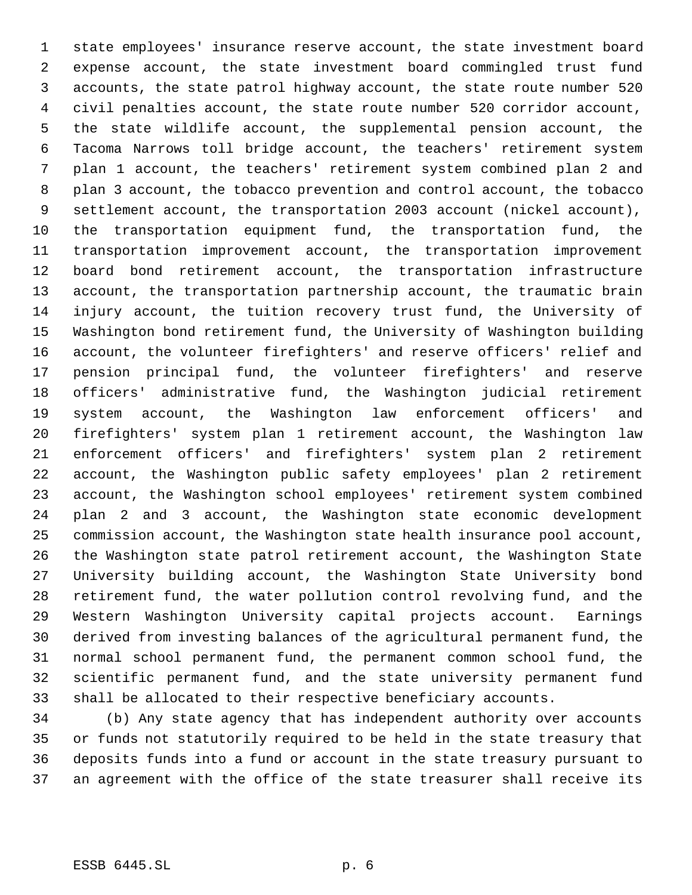state employees' insurance reserve account, the state investment board expense account, the state investment board commingled trust fund accounts, the state patrol highway account, the state route number 520 civil penalties account, the state route number 520 corridor account, the state wildlife account, the supplemental pension account, the Tacoma Narrows toll bridge account, the teachers' retirement system plan 1 account, the teachers' retirement system combined plan 2 and plan 3 account, the tobacco prevention and control account, the tobacco settlement account, the transportation 2003 account (nickel account), the transportation equipment fund, the transportation fund, the transportation improvement account, the transportation improvement board bond retirement account, the transportation infrastructure account, the transportation partnership account, the traumatic brain injury account, the tuition recovery trust fund, the University of Washington bond retirement fund, the University of Washington building account, the volunteer firefighters' and reserve officers' relief and pension principal fund, the volunteer firefighters' and reserve officers' administrative fund, the Washington judicial retirement system account, the Washington law enforcement officers' and firefighters' system plan 1 retirement account, the Washington law enforcement officers' and firefighters' system plan 2 retirement account, the Washington public safety employees' plan 2 retirement account, the Washington school employees' retirement system combined plan 2 and 3 account, the Washington state economic development commission account, the Washington state health insurance pool account, the Washington state patrol retirement account, the Washington State University building account, the Washington State University bond retirement fund, the water pollution control revolving fund, and the Western Washington University capital projects account. Earnings derived from investing balances of the agricultural permanent fund, the normal school permanent fund, the permanent common school fund, the scientific permanent fund, and the state university permanent fund shall be allocated to their respective beneficiary accounts.

(b) Any state agency that has independent authority over accounts or funds not statutorily required to be held in the state treasury that deposits funds into a fund or account in the state treasury pursuant to an agreement with the office of the state treasurer shall receive its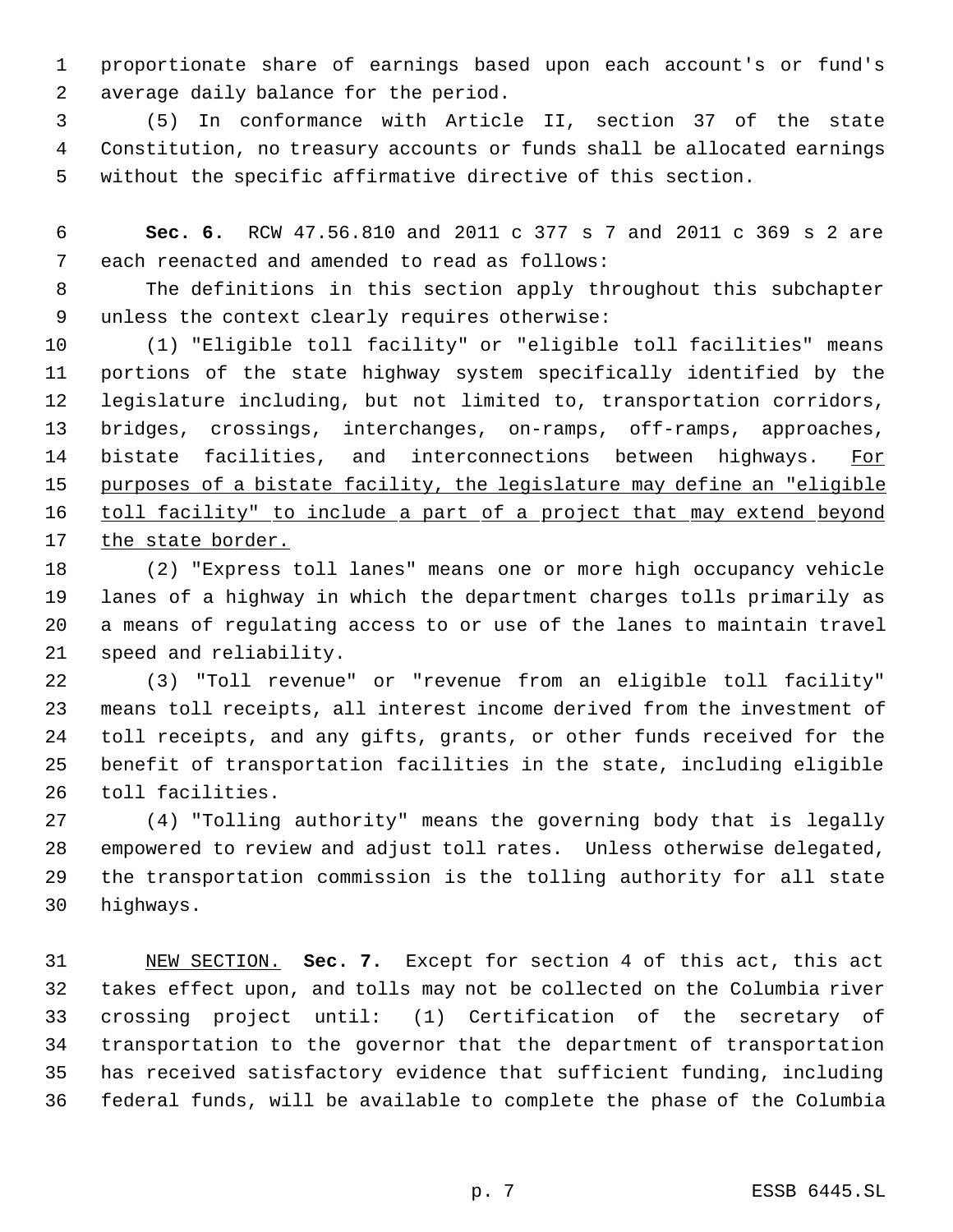proportionate share of earnings based upon each account's or fund's average daily balance for the period.

(5) In conformance with Article II, section 37 of the state Constitution, no treasury accounts or funds shall be allocated earnings without the specific affirmative directive of this section.

**Sec. 6.** RCW 47.56.810 and 2011 c 377 s 7 and 2011 c 369 s 2 are each reenacted and amended to read as follows:

The definitions in this section apply throughout this subchapter unless the context clearly requires otherwise:

(1) "Eligible toll facility" or "eligible toll facilities" means portions of the state highway system specifically identified by the legislature including, but not limited to, transportation corridors, bridges, crossings, interchanges, on-ramps, off-ramps, approaches, bistate facilities, and interconnections between highways. For purposes of a bistate facility, the legislature may define an "eligible toll facility" to include a part of a project that may extend beyond the state border.

(2) "Express toll lanes" means one or more high occupancy vehicle lanes of a highway in which the department charges tolls primarily as a means of regulating access to or use of the lanes to maintain travel speed and reliability.

(3) "Toll revenue" or "revenue from an eligible toll facility" means toll receipts, all interest income derived from the investment of toll receipts, and any gifts, grants, or other funds received for the benefit of transportation facilities in the state, including eligible toll facilities.

(4) "Tolling authority" means the governing body that is legally empowered to review and adjust toll rates. Unless otherwise delegated, the transportation commission is the tolling authority for all state highways.

NEW SECTION. **Sec. 7.** Except for section 4 of this act, this act takes effect upon, and tolls may not be collected on the Columbia river crossing project until: (1) Certification of the secretary of transportation to the governor that the department of transportation has received satisfactory evidence that sufficient funding, including federal funds, will be available to complete the phase of the Columbia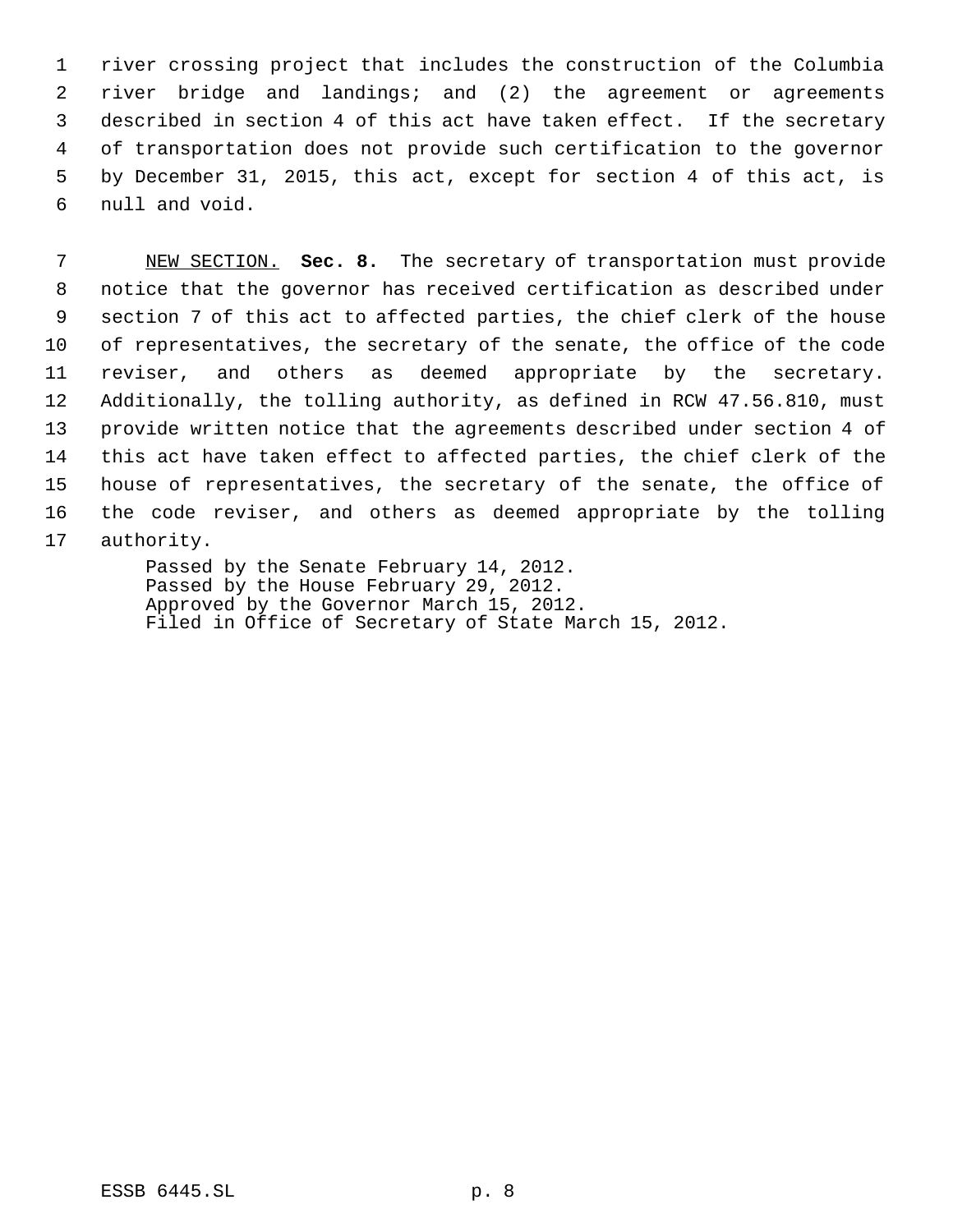river crossing project that includes the construction of the Columbia river bridge and landings; and (2) the agreement or agreements described in section 4 of this act have taken effect. If the secretary of transportation does not provide such certification to the governor by December 31, 2015, this act, except for section 4 of this act, is null and void.

NEW SECTION. **Sec. 8.** The secretary of transportation must provide notice that the governor has received certification as described under section 7 of this act to affected parties, the chief clerk of the house of representatives, the secretary of the senate, the office of the code reviser, and others as deemed appropriate by the secretary. Additionally, the tolling authority, as defined in RCW 47.56.810, must provide written notice that the agreements described under section 4 of this act have taken effect to affected parties, the chief clerk of the house of representatives, the secretary of the senate, the office of the code reviser, and others as deemed appropriate by the tolling authority.

Passed by the Senate February 14, 2012.
Passed by the House February 29, 2012.
Approved by the Governor March 15, 2012.
Filed in Office of Secretary of State March 15, 2012.